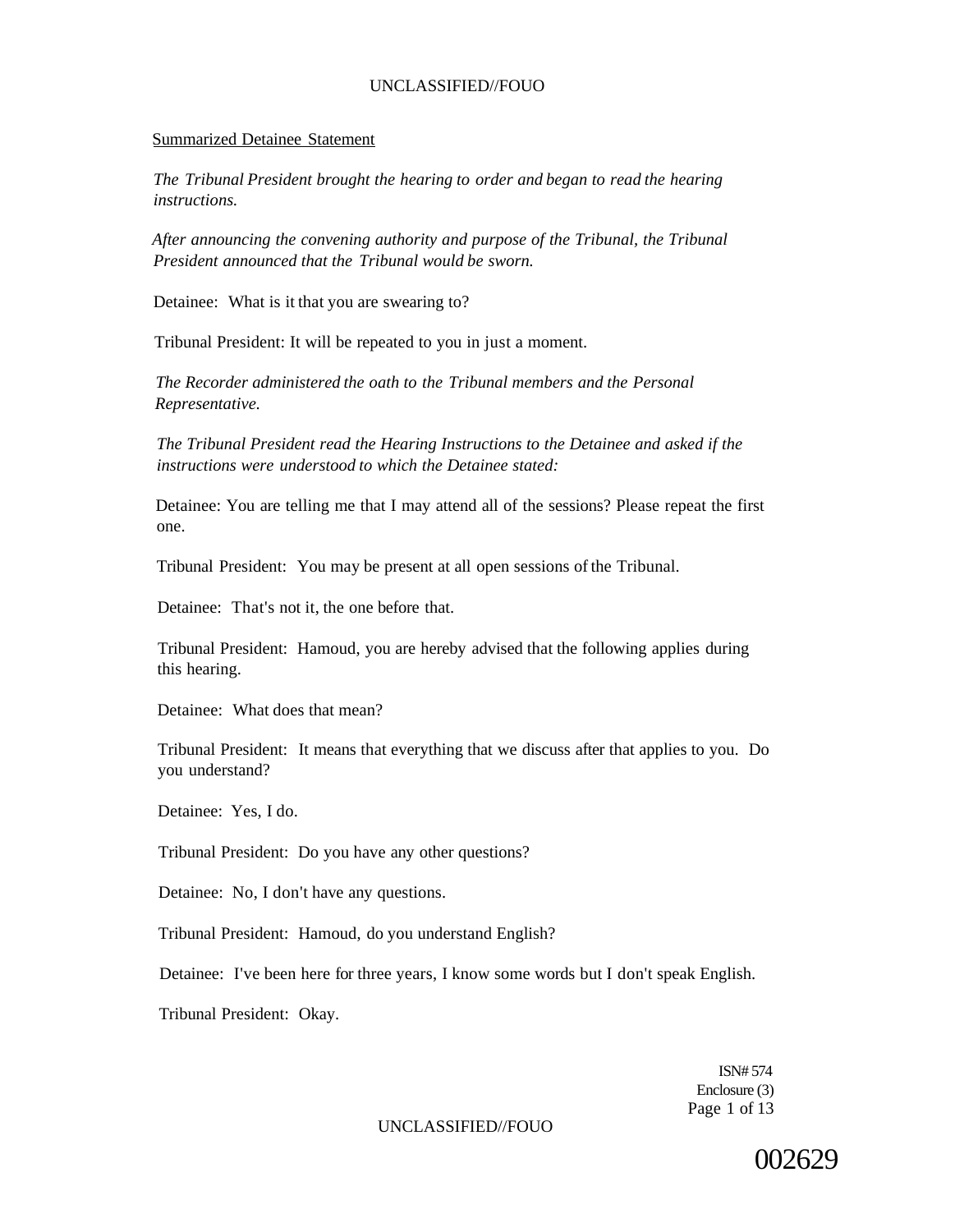Summarized Detainee Statement

*The Tribunal President brought the hearing to order and began to read the hearing instructions.*

*After announcing the convening authority and purpose of the Tribunal, the Tribunal President announced that the Tribunal would be sworn.*

Detainee: What is it that you are swearing to?

Tribunal President: It will be repeated to you in just a moment.

*The Recorder administered the oath to the Tribunal members and the Personal Representative.*

*The Tribunal President read the Hearing Instructions to the Detainee and asked if the instructions were understood to which the Detainee stated:*

Detainee: You are telling me that I may attend all of the sessions? Please repeat the first one.

Tribunal President: You may be present at all open sessions of the Tribunal.

Detainee: That's not it, the one before that.

Tribunal President: Hamoud, you are hereby advised that the following applies during this hearing.

Detainee: What does that mean?

Tribunal President: It means that everything that we discuss after that applies to you. Do you understand?

Detainee: Yes, I do.

Tribunal President: Do you have any other questions?

Detainee: No, I don't have any questions.

Tribunal President: Hamoud, do you understand English?

Detainee: I've been here for three years, I know some words but I don't speak English.

Tribunal President: Okay.

ISN# 574
Enclosure (3)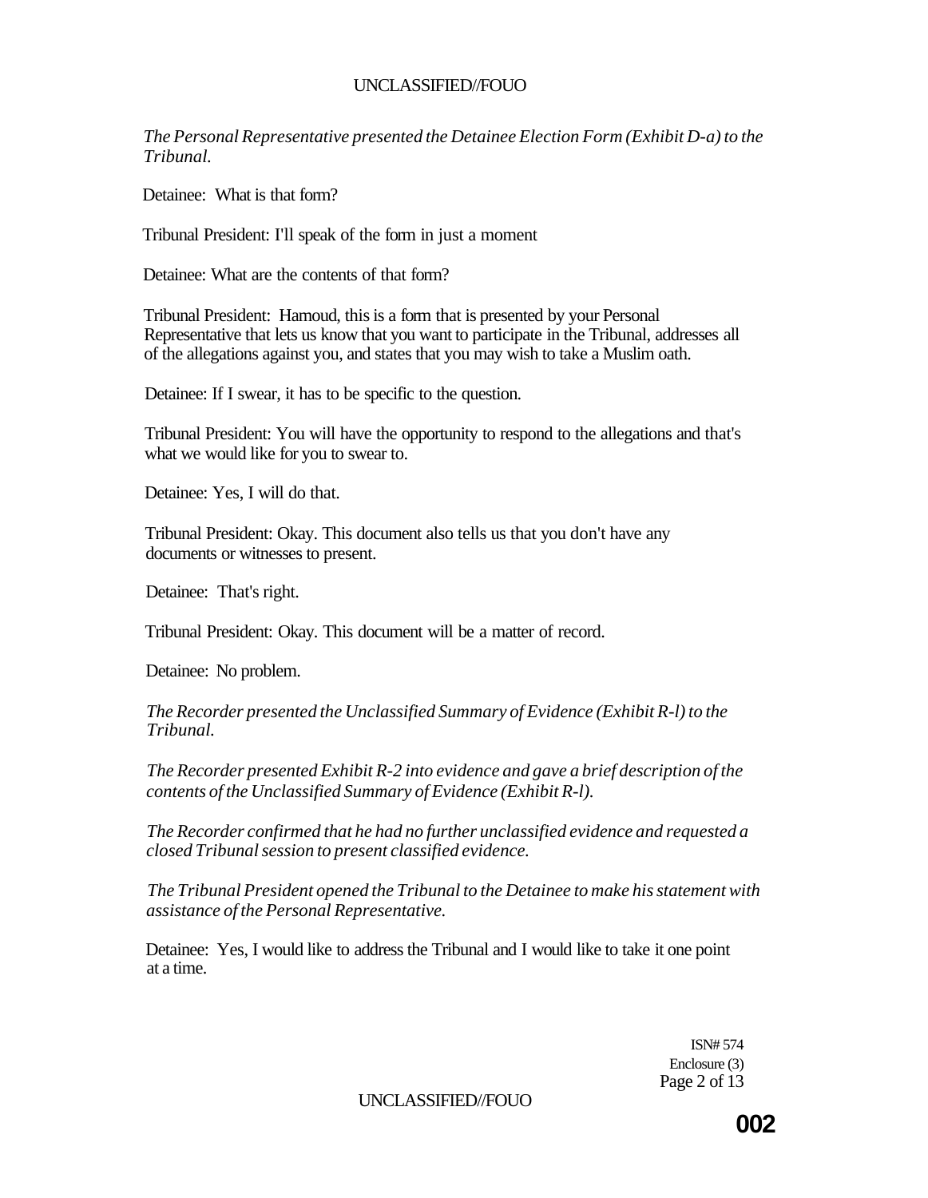*The Personal Representative presented the Detainee Election Form (Exhibit D-a) to the Tribunal.*

Detainee: What is that form?

Tribunal President: I'll speak of the form in just a moment

Detainee: What are the contents of that form?

Tribunal President: Hamoud, this is a form that is presented by your Personal Representative that lets us know that you want to participate in the Tribunal, addresses all of the allegations against you, and states that you may wish to take a Muslim oath.

Detainee: If I swear, it has to be specific to the question.

Tribunal President: You will have the opportunity to respond to the allegations and that's what we would like for you to swear to.

Detainee: Yes, I will do that.

Tribunal President: Okay. This document also tells us that you don't have any documents or witnesses to present.

Detainee: That's right.

Tribunal President: Okay. This document will be a matter of record.

Detainee: No problem.

*The Recorder presented the Unclassified Summary of Evidence (Exhibit R-l) to the Tribunal.*

*The Recorder presented Exhibit R-2 into evidence and gave a brief description of the contents of the Unclassified Summary of Evidence (Exhibit R-l).*

*The Recorder confirmed that he had no further unclassified evidence and requested a closed Tribunal session to present classified evidence.*

*The Tribunal President opened the Tribunal to the Detainee to make his statement with assistance of the Personal Representative.*

Detainee: Yes, I would like to address the Tribunal and I would like to take it one point at a time.

ISN# 574
Enclosure (3)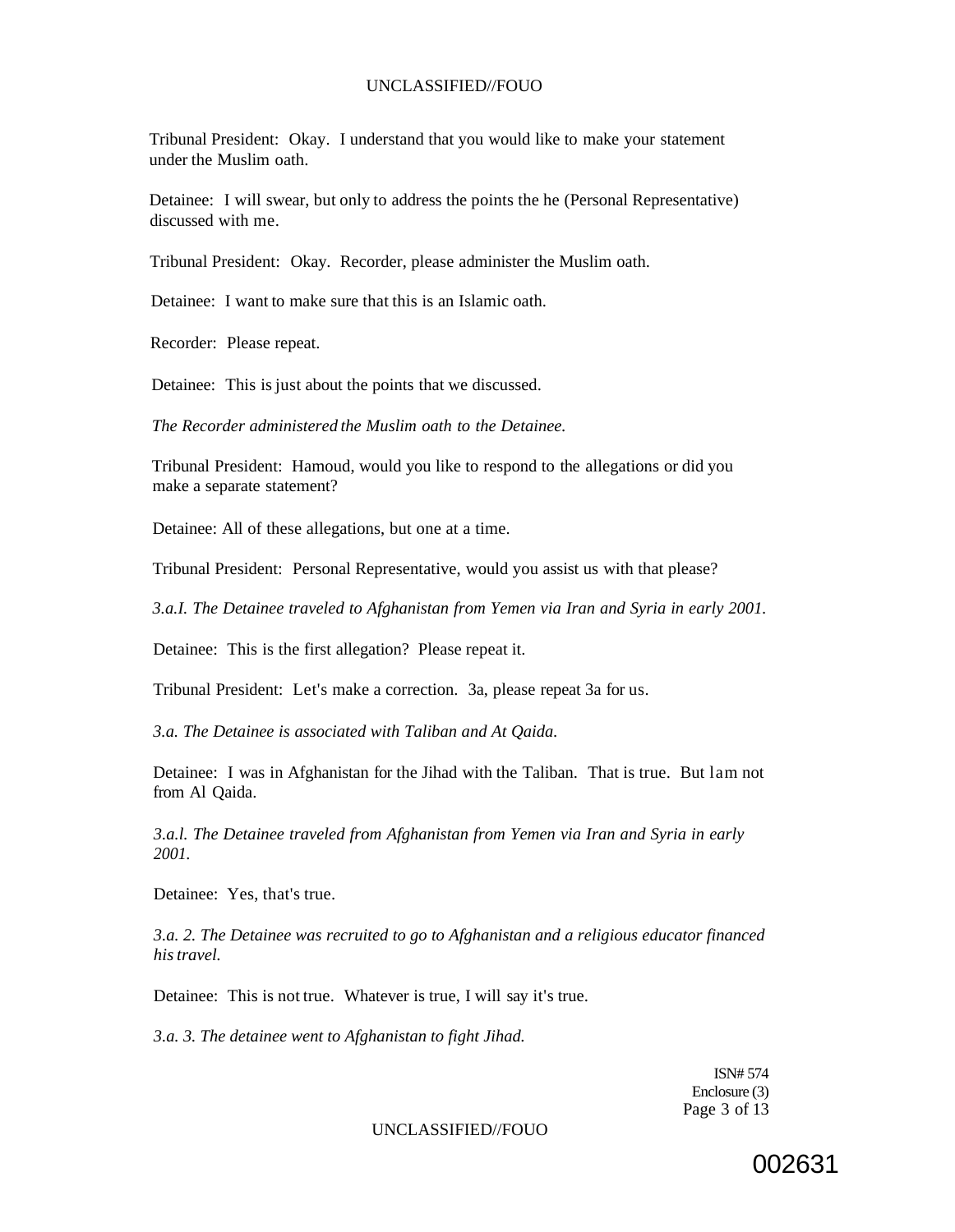Tribunal President: Okay. I understand that you would like to make your statement under the Muslim oath.

Detainee: I will swear, but only to address the points the he (Personal Representative) discussed with me.

Tribunal President: Okay. Recorder, please administer the Muslim oath.

Detainee: I want to make sure that this is an Islamic oath.

Recorder: Please repeat.

Detainee: This is just about the points that we discussed.

*The Recorder administered the Muslim oath to the Detainee.*

Tribunal President: Hamoud, would you like to respond to the allegations or did you make a separate statement?

Detainee: All of these allegations, but one at a time.

Tribunal President: Personal Representative, would you assist us with that please?

*3.a.I. The Detainee traveled to Afghanistan from Yemen via Iran and Syria in early 2001.*

Detainee: This is the first allegation? Please repeat it.

Tribunal President: Let's make a correction. 3a, please repeat 3a for us.

*3.a. The Detainee is associated with Taliban and At Qaida.*

Detainee: I was in Afghanistan for the Jihad with the Taliban. That is true. But lam not from Al Qaida.

*3.a.l. The Detainee traveled from Afghanistan from Yemen via Iran and Syria in early 2001.*

Detainee: Yes, that's true.

*3.a. 2. The Detainee was recruited to go to Afghanistan and a religious educator financed his travel.*

Detainee: This is not true. Whatever is true, I will say it's true.

*3.a. 3. The detainee went to Afghanistan to fight Jihad.*

ISN# 574
Enclosure (3)

002631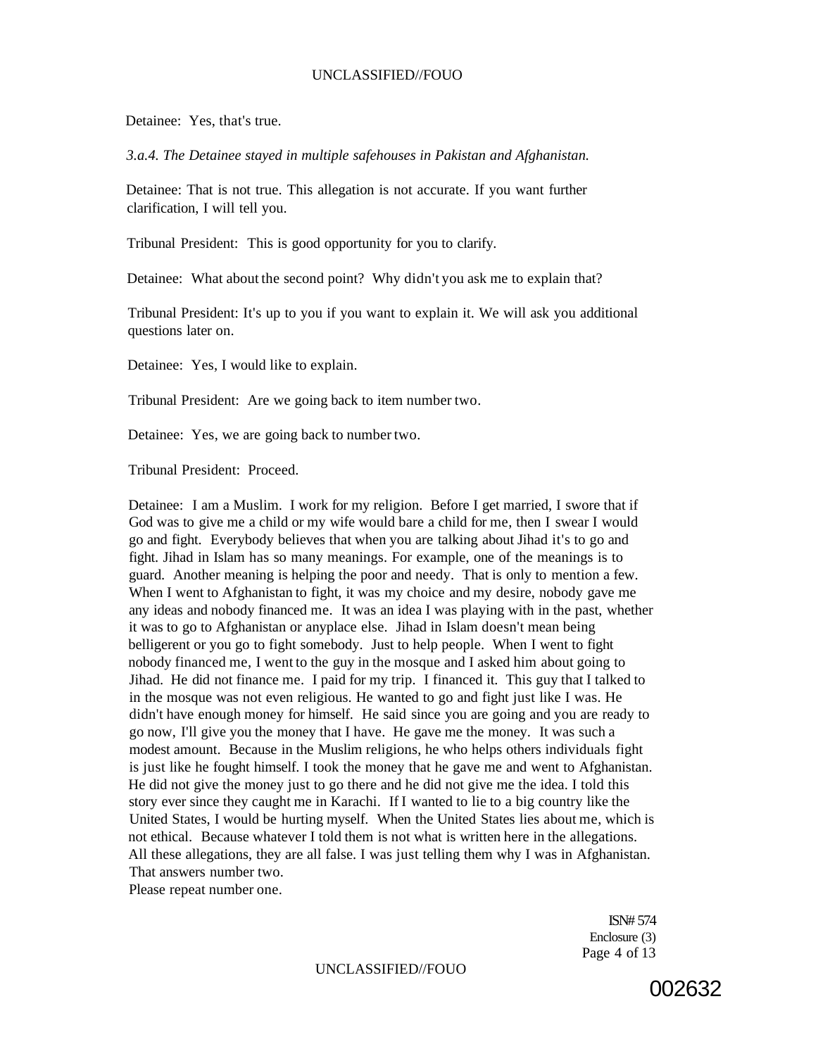Detainee: Yes, that's true.

*3.a.4. The Detainee stayed in multiple safehouses in Pakistan and Afghanistan.*

Detainee: That is not true. This allegation is not accurate. If you want further clarification, I will tell you.

Tribunal President: This is good opportunity for you to clarify.

Detainee: What about the second point? Why didn't you ask me to explain that?

Tribunal President: It's up to you if you want to explain it. We will ask you additional questions later on.

Detainee: Yes, I would like to explain.

Tribunal President: Are we going back to item number two.

Detainee: Yes, we are going back to number two.

Tribunal President: Proceed.

Detainee: I am a Muslim. I work for my religion. Before I get married, I swore that if God was to give me a child or my wife would bare a child for me, then I swear I would go and fight. Everybody believes that when you are talking about Jihad it's to go and fight. Jihad in Islam has so many meanings. For example, one of the meanings is to guard. Another meaning is helping the poor and needy. That is only to mention a few. When I went to Afghanistan to fight, it was my choice and my desire, nobody gave me any ideas and nobody financed me. It was an idea I was playing with in the past, whether it was to go to Afghanistan or anyplace else. Jihad in Islam doesn't mean being belligerent or you go to fight somebody. Just to help people. When I went to fight nobody financed me, I went to the guy in the mosque and I asked him about going to Jihad. He did not finance me. I paid for my trip. I financed it. This guy that I talked to in the mosque was not even religious. He wanted to go and fight just like I was. He didn't have enough money for himself. He said since you are going and you are ready to go now, I'll give you the money that I have. He gave me the money. It was such a modest amount. Because in the Muslim religions, he who helps others individuals fight is just like he fought himself. I took the money that he gave me and went to Afghanistan. He did not give the money just to go there and he did not give me the idea. I told this story ever since they caught me in Karachi. If I wanted to lie to a big country like the United States, I would be hurting myself. When the United States lies about me, which is not ethical. Because whatever I told them is not what is written here in the allegations. All these allegations, they are all false. I was just telling them why I was in Afghanistan. That answers number two.
Please repeat number one.

ISN# 574
Enclosure (3)

002632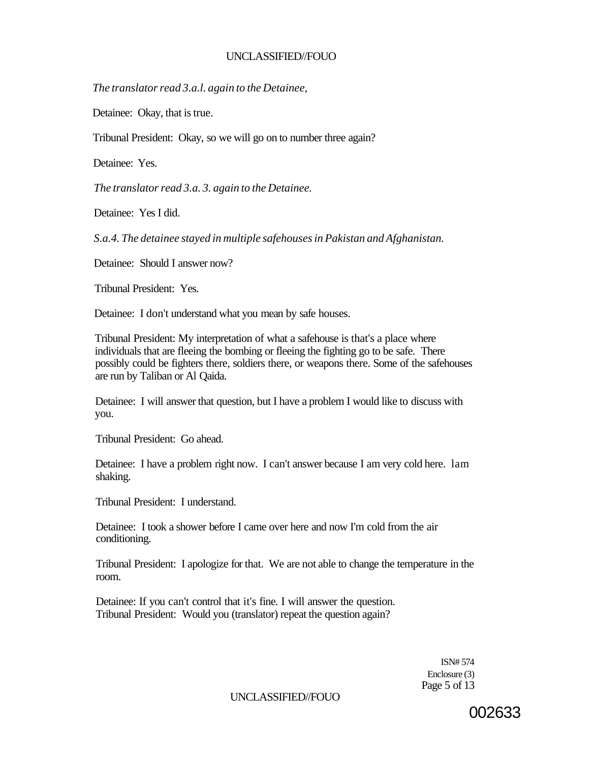*The translator read 3.a.l. again to the Detainee,*

Detainee: Okay, that is true.

Tribunal President: Okay, so we will go on to number three again?

Detainee: Yes.

*The translator read 3.a. 3. again to the Detainee.*

Detainee: Yes I did.

*S.a.4. The detainee stayed in multiple safehouses in Pakistan and Afghanistan.*

Detainee: Should I answer now?

Tribunal President: Yes.

Detainee: I don't understand what you mean by safe houses.

Tribunal President: My interpretation of what a safehouse is that's a place where individuals that are fleeing the bombing or fleeing the fighting go to be safe. There possibly could be fighters there, soldiers there, or weapons there. Some of the safehouses are run by Taliban or Al Qaida.

Detainee: I will answer that question, but I have a problem I would like to discuss with you.

Tribunal President: Go ahead.

Detainee: I have a problem right now. I can't answer because I am very cold here. lam shaking.

Tribunal President: I understand.

Detainee: I took a shower before I came over here and now I'm cold from the air conditioning.

Tribunal President: I apologize for that. We are not able to change the temperature in the room.

Detainee: If you can't control that it's fine. I will answer the question.
Tribunal President: Would you (translator) repeat the question again?

ISN# 574
Enclosure (3)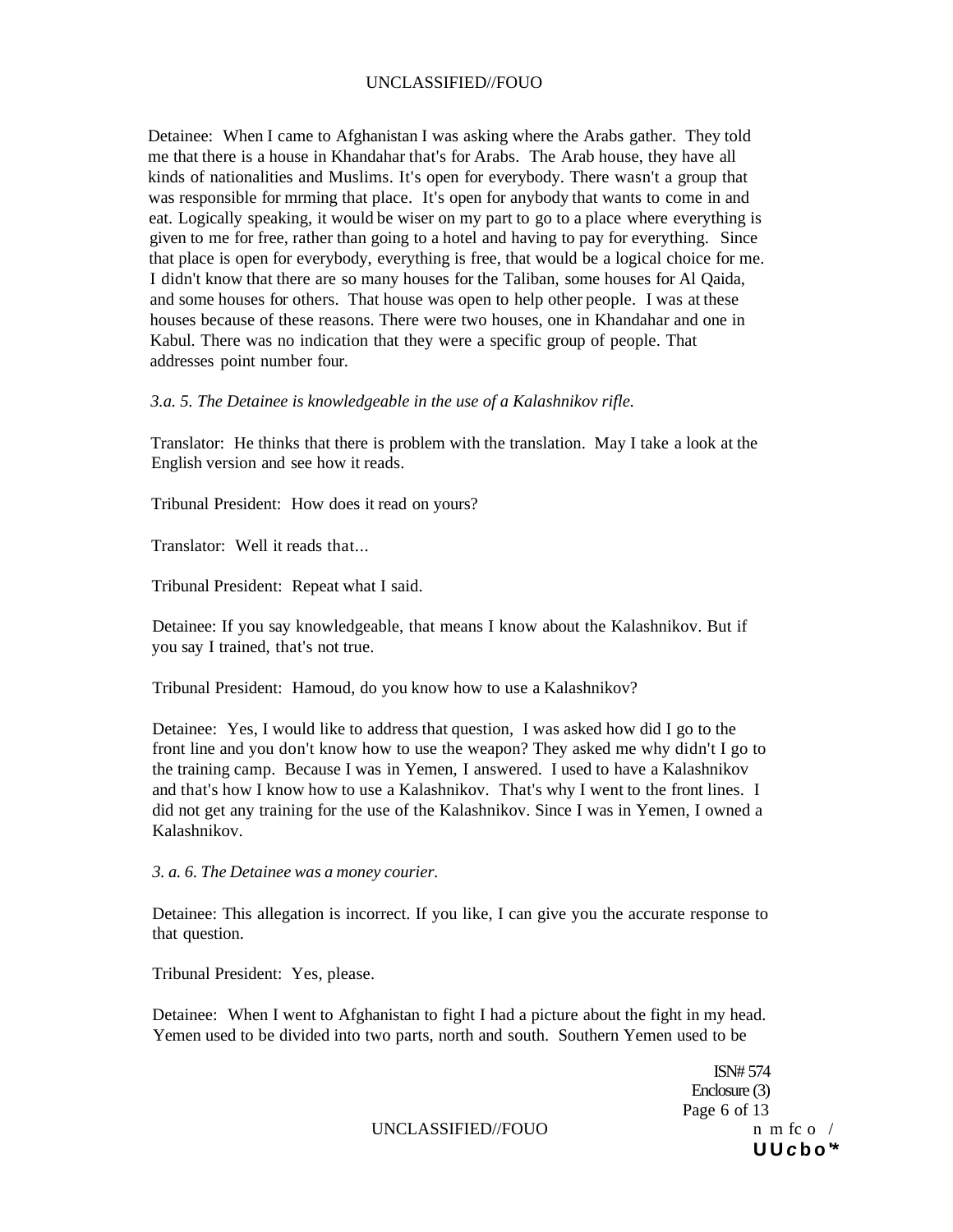Detainee: When I came to Afghanistan I was asking where the Arabs gather. They told me that there is a house in Khandahar that's for Arabs. The Arab house, they have all kinds of nationalities and Muslims. It's open for everybody. There wasn't a group that was responsible for mrming that place. It's open for anybody that wants to come in and eat. Logically speaking, it would be wiser on my part to go to a place where everything is given to me for free, rather than going to a hotel and having to pay for everything. Since that place is open for everybody, everything is free, that would be a logical choice for me. I didn't know that there are so many houses for the Taliban, some houses for Al Qaida, and some houses for others. That house was open to help other people. I was at these houses because of these reasons. There were two houses, one in Khandahar and one in Kabul. There was no indication that they were a specific group of people. That addresses point number four.

*3.a. 5. The Detainee is knowledgeable in the use of a Kalashnikov rifle.*

Translator: He thinks that there is problem with the translation. May I take a look at the English version and see how it reads.

Tribunal President: How does it read on yours?

Translator: Well it reads that...

Tribunal President: Repeat what I said.

Detainee: If you say knowledgeable, that means I know about the Kalashnikov. But if you say I trained, that's not true.

Tribunal President: Hamoud, do you know how to use a Kalashnikov?

Detainee: Yes, I would like to address that question, I was asked how did I go to the front line and you don't know how to use the weapon? They asked me why didn't I go to the training camp. Because I was in Yemen, I answered. I used to have a Kalashnikov and that's how I know how to use a Kalashnikov. That's why I went to the front lines. I did not get any training for the use of the Kalashnikov. Since I was in Yemen, I owned a Kalashnikov.

*3. a. 6. The Detainee was a money courier.*

Detainee: This allegation is incorrect. If you like, I can give you the accurate response to that question.

Tribunal President: Yes, please.

Detainee: When I went to Afghanistan to fight I had a picture about the fight in my head. Yemen used to be divided into two parts, north and south. Southern Yemen used to be

ISN# 574
Enclosure (3)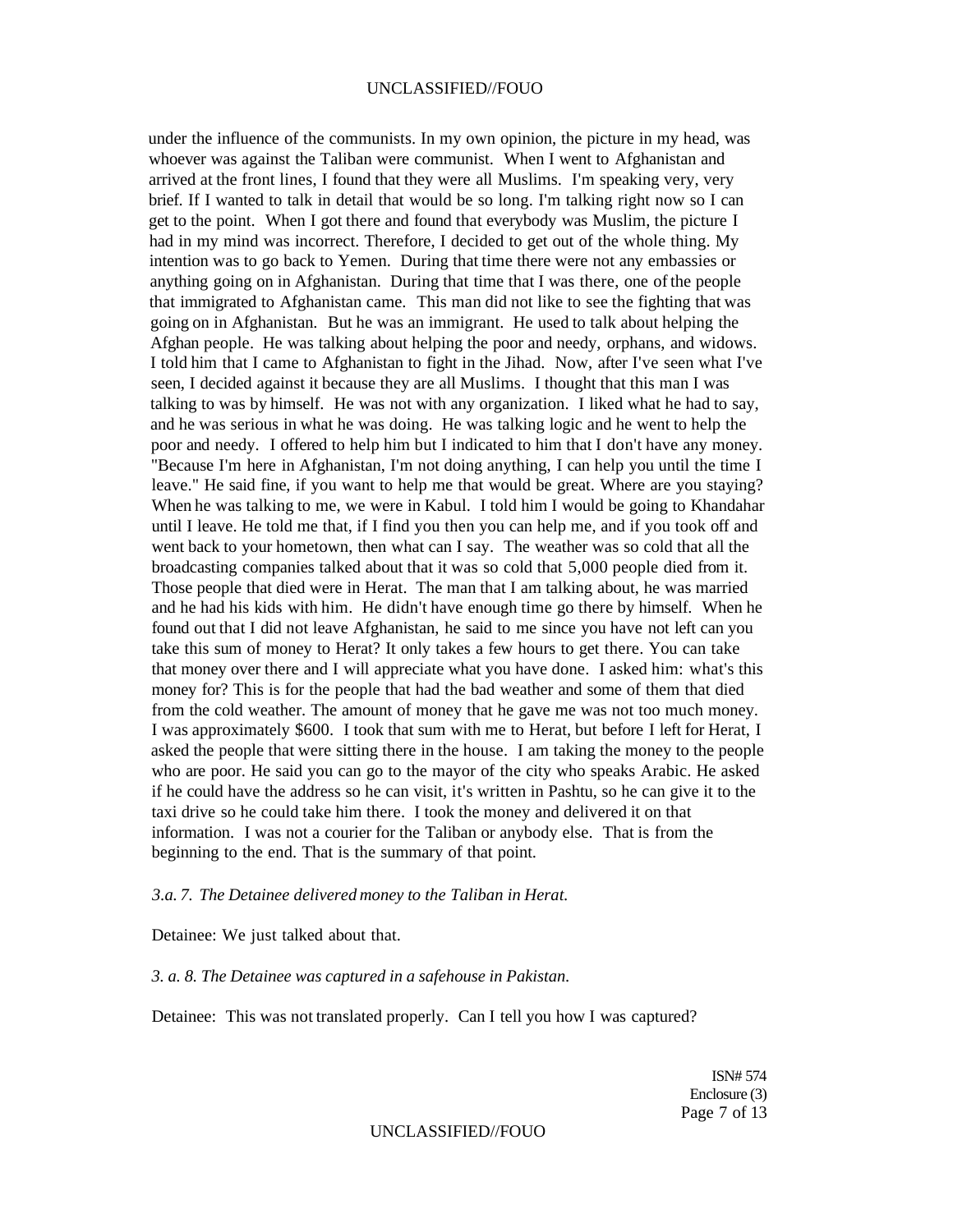under the influence of the communists. In my own opinion, the picture in my head, was whoever was against the Taliban were communist. When I went to Afghanistan and arrived at the front lines, I found that they were all Muslims. I'm speaking very, very brief. If I wanted to talk in detail that would be so long. I'm talking right now so I can get to the point. When I got there and found that everybody was Muslim, the picture I had in my mind was incorrect. Therefore, I decided to get out of the whole thing. My intention was to go back to Yemen. During that time there were not any embassies or anything going on in Afghanistan. During that time that I was there, one of the people that immigrated to Afghanistan came. This man did not like to see the fighting that was going on in Afghanistan. But he was an immigrant. He used to talk about helping the Afghan people. He was talking about helping the poor and needy, orphans, and widows. I told him that I came to Afghanistan to fight in the Jihad. Now, after I've seen what I've seen, I decided against it because they are all Muslims. I thought that this man I was talking to was by himself. He was not with any organization. I liked what he had to say, and he was serious in what he was doing. He was talking logic and he went to help the poor and needy. I offered to help him but I indicated to him that I don't have any money. "Because I'm here in Afghanistan, I'm not doing anything, I can help you until the time I leave." He said fine, if you want to help me that would be great. Where are you staying? When he was talking to me, we were in Kabul. I told him I would be going to Khandahar until I leave. He told me that, if I find you then you can help me, and if you took off and went back to your hometown, then what can I say. The weather was so cold that all the broadcasting companies talked about that it was so cold that 5,000 people died from it. Those people that died were in Herat. The man that I am talking about, he was married and he had his kids with him. He didn't have enough time go there by himself. When he found out that I did not leave Afghanistan, he said to me since you have not left can you take this sum of money to Herat? It only takes a few hours to get there. You can take that money over there and I will appreciate what you have done. I asked him: what's this money for? This is for the people that had the bad weather and some of them that died from the cold weather. The amount of money that he gave me was not too much money. I was approximately $600. I took that sum with me to Herat, but before I left for Herat, I asked the people that were sitting there in the house. I am taking the money to the people who are poor. He said you can go to the mayor of the city who speaks Arabic. He asked if he could have the address so he can visit, it's written in Pashtu, so he can give it to the taxi drive so he could take him there. I took the money and delivered it on that information. I was not a courier for the Taliban or anybody else. That is from the beginning to the end. That is the summary of that point.

*3.a. 7. The Detainee delivered money to the Taliban in Herat.*

Detainee: We just talked about that.

*3. a. 8. The Detainee was captured in a safehouse in Pakistan.*

Detainee: This was not translated properly. Can I tell you how I was captured?

ISN# 574
Enclosure (3)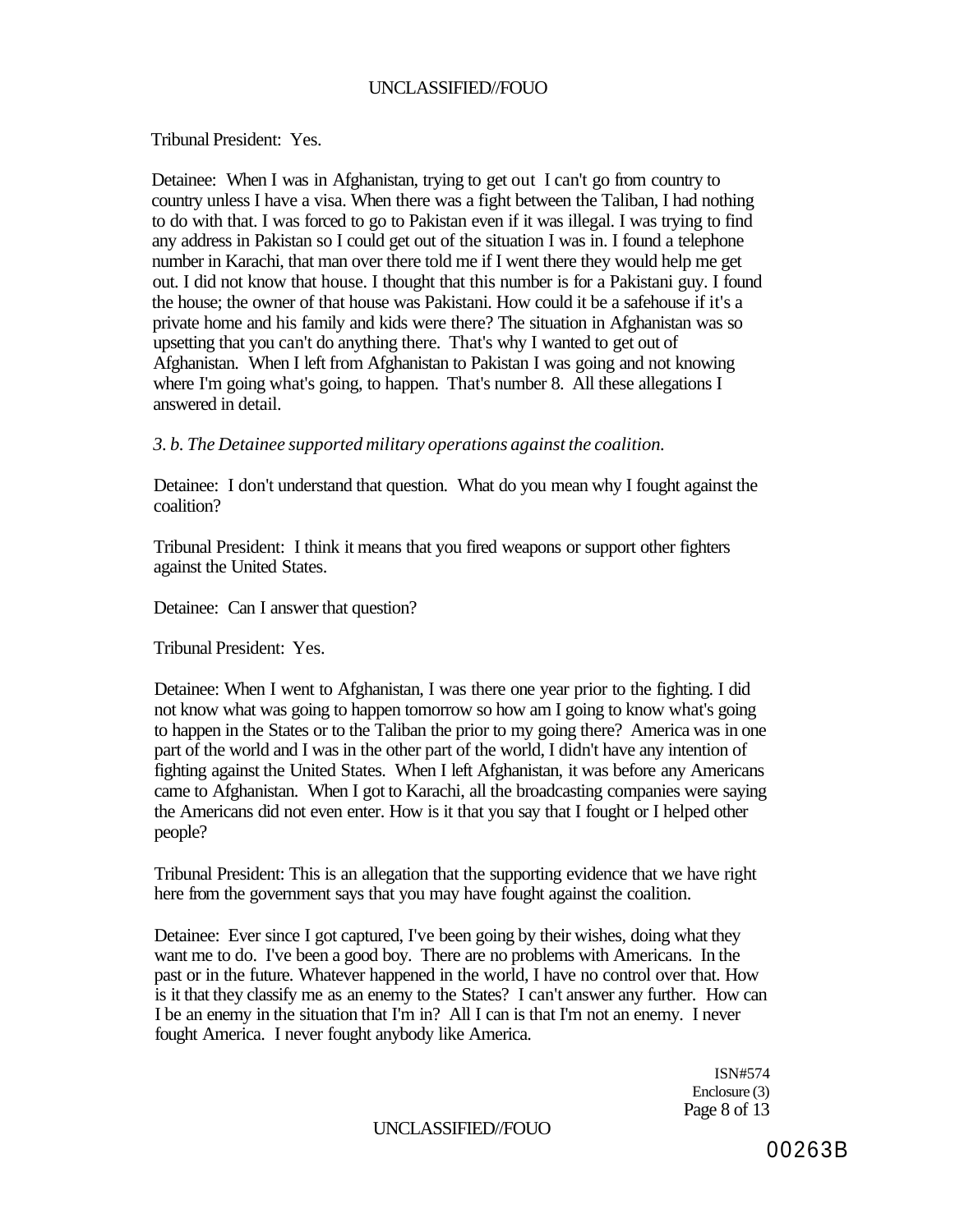Tribunal President: Yes.

Detainee: When I was in Afghanistan, trying to get out I can't go from country to country unless I have a visa. When there was a fight between the Taliban, I had nothing to do with that. I was forced to go to Pakistan even if it was illegal. I was trying to find any address in Pakistan so I could get out of the situation I was in. I found a telephone number in Karachi, that man over there told me if I went there they would help me get out. I did not know that house. I thought that this number is for a Pakistani guy. I found the house; the owner of that house was Pakistani. How could it be a safehouse if it's a private home and his family and kids were there? The situation in Afghanistan was so upsetting that you can't do anything there. That's why I wanted to get out of Afghanistan. When I left from Afghanistan to Pakistan I was going and not knowing where I'm going what's going, to happen. That's number 8. All these allegations I answered in detail.

*3. b. The Detainee supported military operations against the coalition.*

Detainee: I don't understand that question. What do you mean why I fought against the coalition?

Tribunal President: I think it means that you fired weapons or support other fighters against the United States.

Detainee: Can I answer that question?

Tribunal President: Yes.

Detainee: When I went to Afghanistan, I was there one year prior to the fighting. I did not know what was going to happen tomorrow so how am I going to know what's going to happen in the States or to the Taliban the prior to my going there? America was in one part of the world and I was in the other part of the world, I didn't have any intention of fighting against the United States. When I left Afghanistan, it was before any Americans came to Afghanistan. When I got to Karachi, all the broadcasting companies were saying the Americans did not even enter. How is it that you say that I fought or I helped other people?

Tribunal President: This is an allegation that the supporting evidence that we have right here from the government says that you may have fought against the coalition.

Detainee: Ever since I got captured, I've been going by their wishes, doing what they want me to do. I've been a good boy. There are no problems with Americans. In the past or in the future. Whatever happened in the world, I have no control over that. How is it that they classify me as an enemy to the States? I can't answer any further. How can I be an enemy in the situation that I'm in? All I can is that I'm not an enemy. I never fought America. I never fought anybody like America.

ISN#574
Enclosure (3)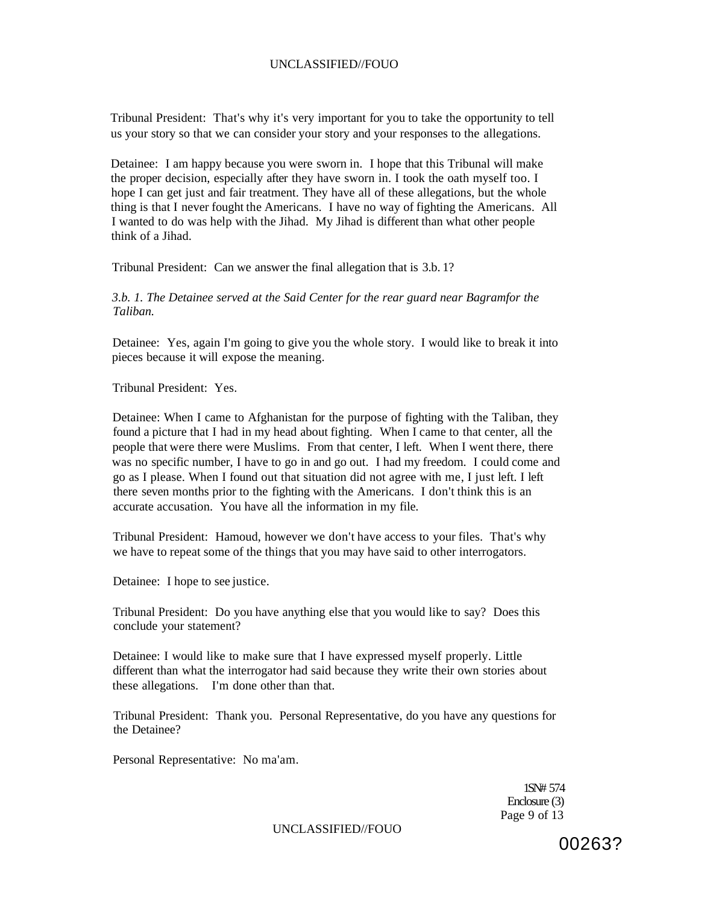Tribunal President: That's why it's very important for you to take the opportunity to tell us your story so that we can consider your story and your responses to the allegations.

Detainee: I am happy because you were sworn in. I hope that this Tribunal will make the proper decision, especially after they have sworn in. I took the oath myself too. I hope I can get just and fair treatment. They have all of these allegations, but the whole thing is that I never fought the Americans. I have no way of fighting the Americans. All I wanted to do was help with the Jihad. My Jihad is different than what other people think of a Jihad.

Tribunal President: Can we answer the final allegation that is 3.b. 1?

*3.b. 1. The Detainee served at the Said Center for the rear guard near Bagramfor the Taliban.*

Detainee: Yes, again I'm going to give you the whole story. I would like to break it into pieces because it will expose the meaning.

Tribunal President: Yes.

Detainee: When I came to Afghanistan for the purpose of fighting with the Taliban, they found a picture that I had in my head about fighting. When I came to that center, all the people that were there were Muslims. From that center, I left. When I went there, there was no specific number, I have to go in and go out. I had my freedom. I could come and go as I please. When I found out that situation did not agree with me, I just left. I left there seven months prior to the fighting with the Americans. I don't think this is an accurate accusation. You have all the information in my file.

Tribunal President: Hamoud, however we don't have access to your files. That's why we have to repeat some of the things that you may have said to other interrogators.

Detainee: I hope to see justice.

Tribunal President: Do you have anything else that you would like to say? Does this conclude your statement?

Detainee: I would like to make sure that I have expressed myself properly. Little different than what the interrogator had said because they write their own stories about these allegations. I'm done other than that.

Tribunal President: Thank you. Personal Representative, do you have any questions for the Detainee?

Personal Representative: No ma'am.

1SN# 574
Enclosure (3)

00263?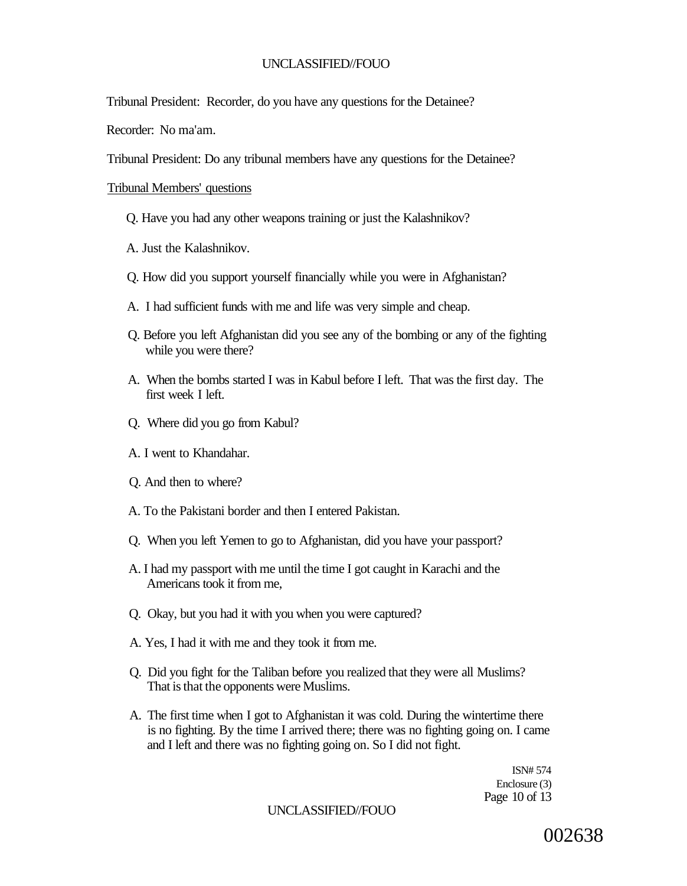Tribunal President: Recorder, do you have any questions for the Detainee?

Recorder: No ma'am.

Tribunal President: Do any tribunal members have any questions for the Detainee?

Tribunal Members' questions

Q. Have you had any other weapons training or just the Kalashnikov?

A. Just the Kalashnikov.

Q. How did you support yourself financially while you were in Afghanistan?

A. I had sufficient funds with me and life was very simple and cheap.

Q. Before you left Afghanistan did you see any of the bombing or any of the fighting while you were there?

A. When the bombs started I was in Kabul before I left. That was the first day. The first week I left.

Q. Where did you go from Kabul?

A. I went to Khandahar.

Q. And then to where?

A. To the Pakistani border and then I entered Pakistan.

Q. When you left Yemen to go to Afghanistan, did you have your passport?

A. I had my passport with me until the time I got caught in Karachi and the Americans took it from me,

Q. Okay, but you had it with you when you were captured?

A. Yes, I had it with me and they took it from me.

Q. Did you fight for the Taliban before you realized that they were all Muslims? That is that the opponents were Muslims.

A. The first time when I got to Afghanistan it was cold. During the wintertime there is no fighting. By the time I arrived there; there was no fighting going on. I came and I left and there was no fighting going on. So I did not fight.

ISN# 574
Enclosure (3)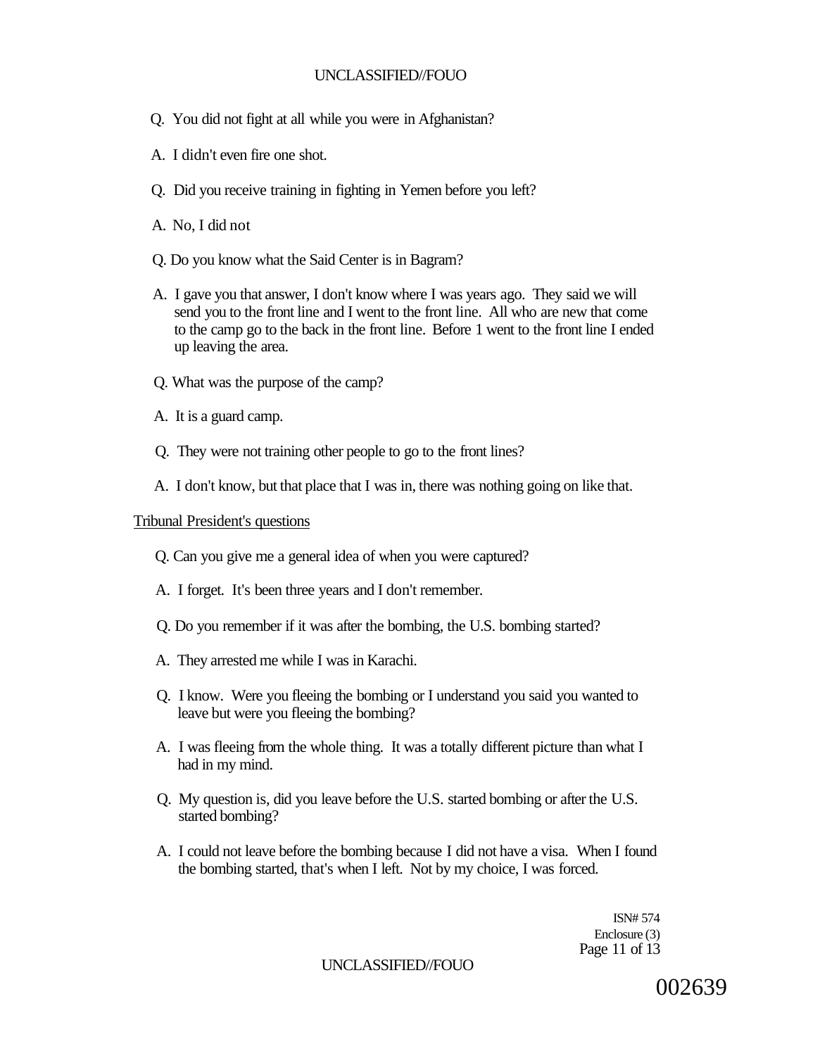Q. You did not fight at all while you were in Afghanistan?

A. I didn't even fire one shot.

Q. Did you receive training in fighting in Yemen before you left?

A. No, I did not

Q. Do you know what the Said Center is in Bagram?

A. I gave you that answer, I don't know where I was years ago. They said we will send you to the front line and I went to the front line. All who are new that come to the camp go to the back in the front line. Before 1 went to the front line I ended up leaving the area.

Q. What was the purpose of the camp?

A. It is a guard camp.

Q. They were not training other people to go to the front lines?

A. I don't know, but that place that I was in, there was nothing going on like that.

<u>Tribunal President's questions</u>

Q. Can you give me a general idea of when you were captured?

A. I forget. It's been three years and I don't remember.

Q. Do you remember if it was after the bombing, the U.S. bombing started?

A. They arrested me while I was in Karachi.

Q. I know. Were you fleeing the bombing or I understand you said you wanted to leave but were you fleeing the bombing?

A. I was fleeing from the whole thing. It was a totally different picture than what I had in my mind.

Q. My question is, did you leave before the U.S. started bombing or after the U.S. started bombing?

A. I could not leave before the bombing because I did not have a visa. When I found the bombing started, that's when I left. Not by my choice, I was forced.

ISN# 574
Enclosure (3)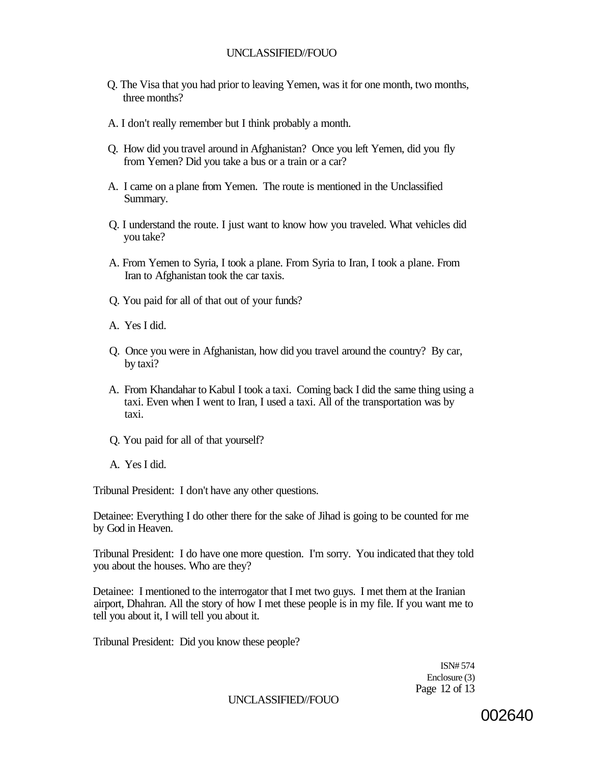Q. The Visa that you had prior to leaving Yemen, was it for one month, two months, three months?

A. I don't really remember but I think probably a month.

Q. How did you travel around in Afghanistan? Once you left Yemen, did you fly from Yemen? Did you take a bus or a train or a car?

A. I came on a plane from Yemen. The route is mentioned in the Unclassified Summary.

Q. I understand the route. I just want to know how you traveled. What vehicles did you take?

A. From Yemen to Syria, I took a plane. From Syria to Iran, I took a plane. From Iran to Afghanistan took the car taxis.

Q. You paid for all of that out of your funds?

A. Yes I did.

Q. Once you were in Afghanistan, how did you travel around the country? By car, by taxi?

A. From Khandahar to Kabul I took a taxi. Coming back I did the same thing using a taxi. Even when I went to Iran, I used a taxi. All of the transportation was by taxi.

Q. You paid for all of that yourself?

A. Yes I did.

Tribunal President: I don't have any other questions.

Detainee: Everything I do other there for the sake of Jihad is going to be counted for me by God in Heaven.

Tribunal President: I do have one more question. I'm sorry. You indicated that they told you about the houses. Who are they?

Detainee: I mentioned to the interrogator that I met two guys. I met them at the Iranian airport, Dhahran. All the story of how I met these people is in my file. If you want me to tell you about it, I will tell you about it.

Tribunal President: Did you know these people?

ISN# 574
Enclosure (3)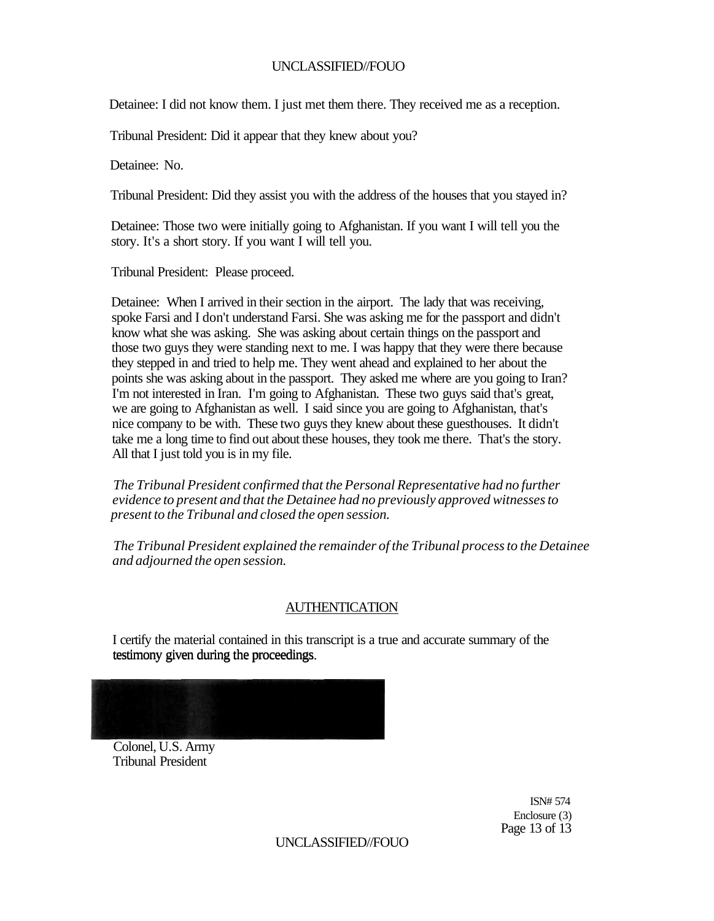Detainee: I did not know them. I just met them there. They received me as a reception.

Tribunal President: Did it appear that they knew about you?

Detainee: No.

Tribunal President: Did they assist you with the address of the houses that you stayed in?

Detainee: Those two were initially going to Afghanistan. If you want I will tell you the story. It's a short story. If you want I will tell you.

Tribunal President: Please proceed.

Detainee: When I arrived in their section in the airport. The lady that was receiving, spoke Farsi and I don't understand Farsi. She was asking me for the passport and didn't know what she was asking. She was asking about certain things on the passport and those two guys they were standing next to me. I was happy that they were there because they stepped in and tried to help me. They went ahead and explained to her about the points she was asking about in the passport. They asked me where are you going to Iran? I'm not interested in Iran. I'm going to Afghanistan. These two guys said that's great, we are going to Afghanistan as well. I said since you are going to Afghanistan, that's nice company to be with. These two guys they knew about these guesthouses. It didn't take me a long time to find out about these houses, they took me there. That's the story. All that I just told you is in my file.

*The Tribunal President confirmed that the Personal Representative had no further evidence to present and that the Detainee had no previously approved witnesses to present to the Tribunal and closed the open session.*

*The Tribunal President explained the remainder of the Tribunal process to the Detainee and adjourned the open session.*

## AUTHENTICATION

I certify the material contained in this transcript is a true and accurate summary of the testimony given during the proceedings.

Colonel, U.S. Army
Tribunal President

ISN# 574
Enclosure (3)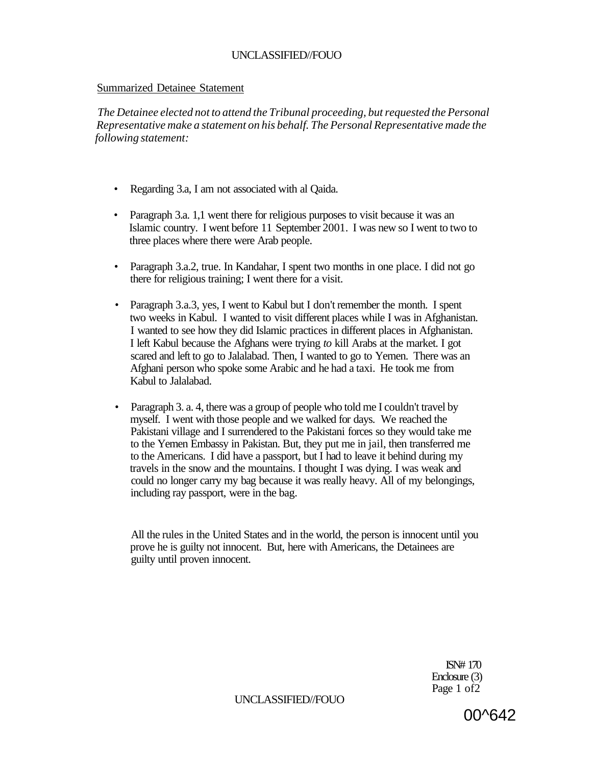Summarized Detainee Statement

*The Detainee elected not to attend the Tribunal proceeding, but requested the Personal Representative make a statement on his behalf. The Personal Representative made the following statement:*

- Regarding 3.a, I am not associated with al Qaida.
- Paragraph 3.a. 1,1 went there for religious purposes to visit because it was an Islamic country. I went before 11 September 2001. I was new so I went to two to three places where there were Arab people.
- Paragraph 3.a.2, true. In Kandahar, I spent two months in one place. I did not go there for religious training; I went there for a visit.
- Paragraph 3.a.3, yes, I went to Kabul but I don't remember the month. I spent two weeks in Kabul. I wanted to visit different places while I was in Afghanistan. I wanted to see how they did Islamic practices in different places in Afghanistan. I left Kabul because the Afghans were trying *to* kill Arabs at the market. I got scared and left to go to Jalalabad. Then, I wanted to go to Yemen. There was an Afghani person who spoke some Arabic and he had a taxi. He took me from Kabul to Jalalabad.
- Paragraph 3. a. 4, there was a group of people who told me I couldn't travel by myself. I went with those people and we walked for days. We reached the Pakistani village and I surrendered to the Pakistani forces so they would take me to the Yemen Embassy in Pakistan. But, they put me in jail, then transferred me to the Americans. I did have a passport, but I had to leave it behind during my travels in the snow and the mountains. I thought I was dying. I was weak and could no longer carry my bag because it was really heavy. All of my belongings, including ray passport, were in the bag.

All the rules in the United States and in the world, the person is innocent until you prove he is guilty not innocent. But, here with Americans, the Detainees are guilty until proven innocent.

ISN# 170
Enclosure (3)
Page 1 of2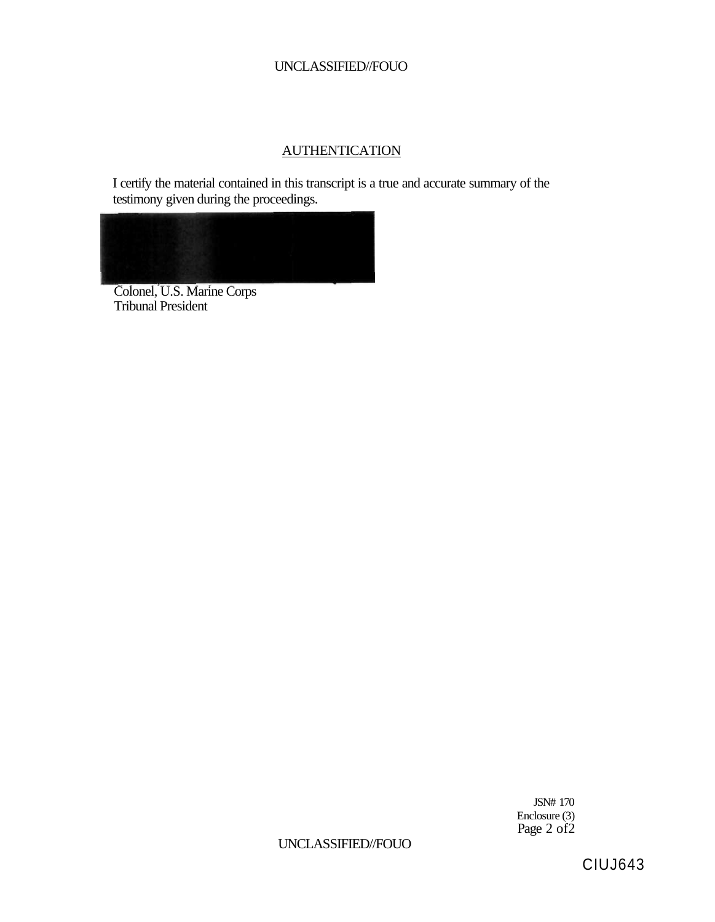## AUTHENTICATION

I certify the material contained in this transcript is a true and accurate summary of the testimony given during the proceedings.

Colonel, U.S. Marine Corps
Tribunal President

JSN# 170
Enclosure (3)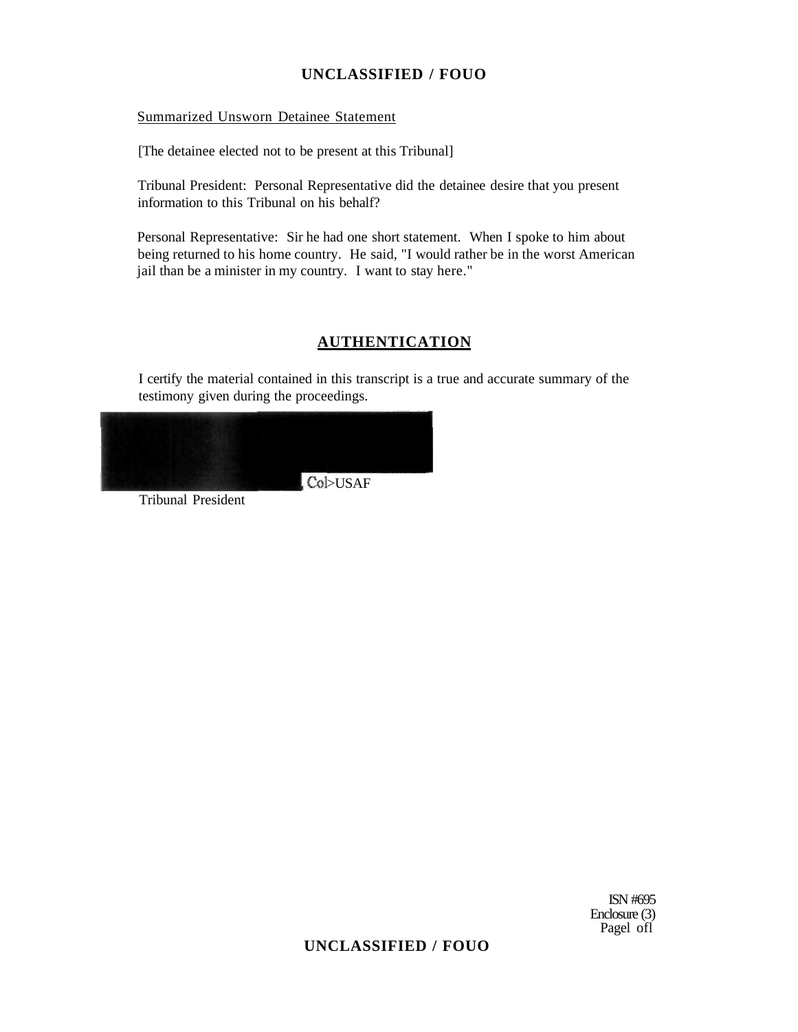Summarized Unsworn Detainee Statement

[The detainee elected not to be present at this Tribunal]

Tribunal President: Personal Representative did the detainee desire that you present information to this Tribunal on his behalf?

Personal Representative: Sir he had one short statement. When I spoke to him about being returned to his home country. He said, "I would rather be in the worst American jail than be a minister in my country. I want to stay here."

## AUTHENTICATION

I certify the material contained in this transcript is a true and accurate summary of the testimony given during the proceedings.

Col>USAF

Tribunal President

ISN #695
Enclosure (3)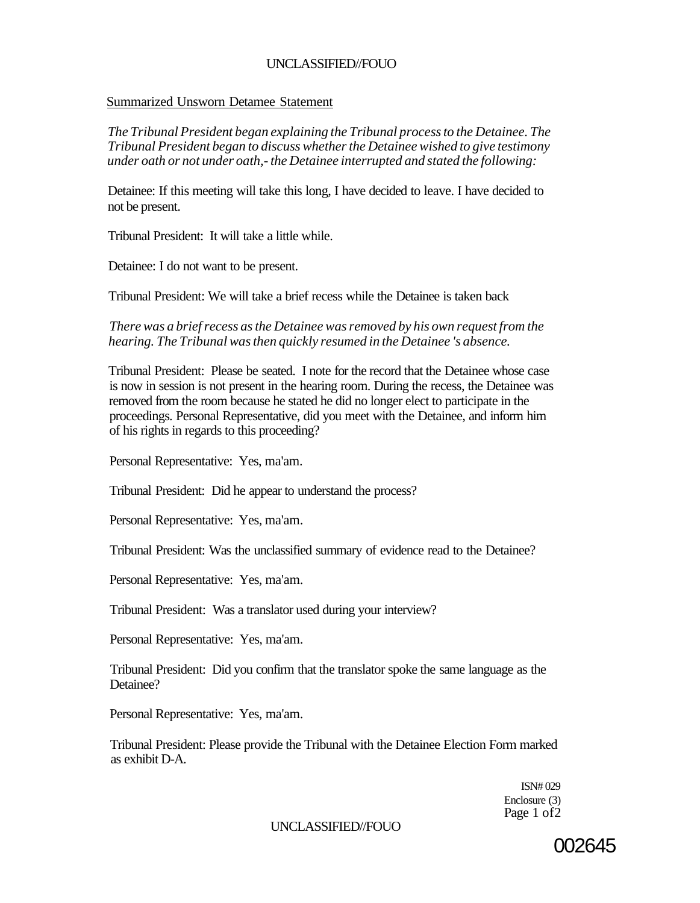UNCLASSIFIED//FOUO

Summarized Unsworn Detamee Statement

*The Tribunal President began explaining the Tribunal process to the Detainee. The Tribunal President began to discuss whether the Detainee wished to give testimony under oath or not under oath,- the Detainee interrupted and stated the following:*

Detainee: If this meeting will take this long, I have decided to leave. I have decided to not be present.

Tribunal President: It will take a little while.

Detainee: I do not want to be present.

Tribunal President: We will take a brief recess while the Detainee is taken back

*There was a brief recess as the Detainee was removed by his own request from the hearing. The Tribunal was then quickly resumed in the Detainee 's absence.*

Tribunal President: Please be seated. I note for the record that the Detainee whose case is now in session is not present in the hearing room. During the recess, the Detainee was removed from the room because he stated he did no longer elect to participate in the proceedings. Personal Representative, did you meet with the Detainee, and inform him of his rights in regards to this proceeding?

Personal Representative: Yes, ma'am.

Tribunal President: Did he appear to understand the process?

Personal Representative: Yes, ma'am.

Tribunal President: Was the unclassified summary of evidence read to the Detainee?

Personal Representative: Yes, ma'am.

Tribunal President: Was a translator used during your interview?

Personal Representative: Yes, ma'am.

Tribunal President: Did you confirm that the translator spoke the same language as the Detainee?

Personal Representative: Yes, ma'am.

Tribunal President: Please provide the Tribunal with the Detainee Election Form marked as exhibit D-A.

ISN# 029
Enclosure (3)
Page 1 of2

UNCLASSIFIED//FOUO

002645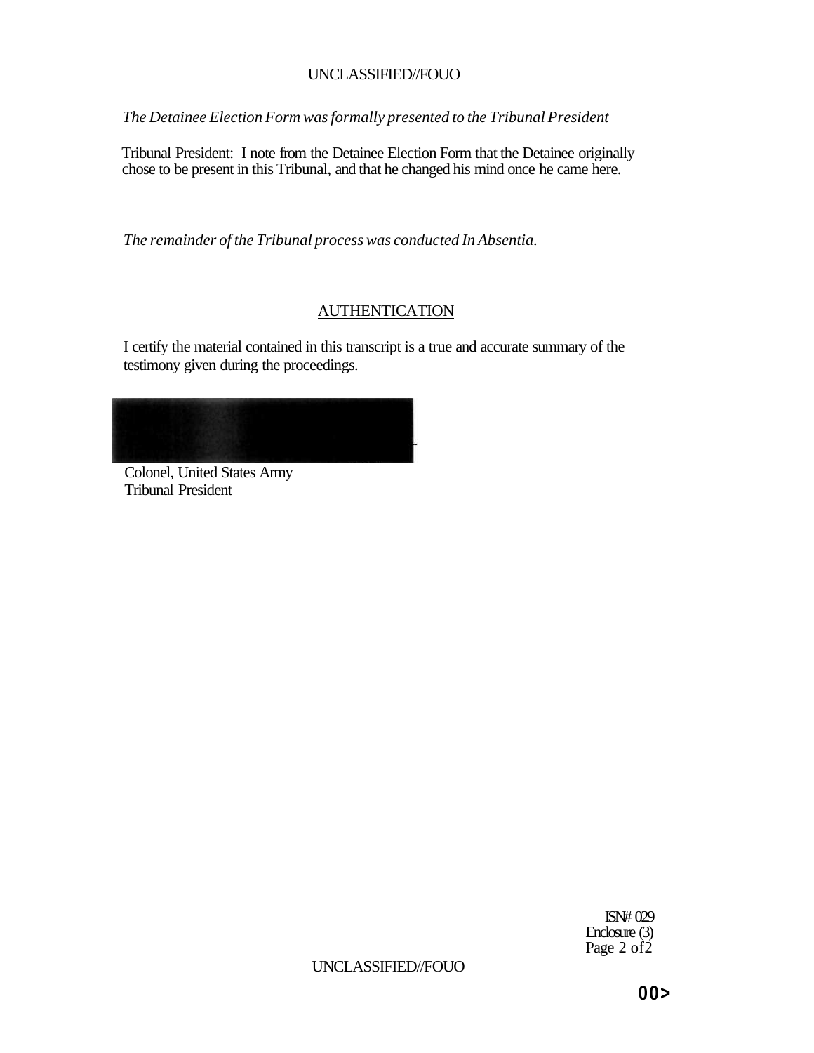*The Detainee Election Form was formally presented to the Tribunal President*

Tribunal President: I note from the Detainee Election Form that the Detainee originally chose to be present in this Tribunal, and that he changed his mind once he came here.

*The remainder of the Tribunal process was conducted In Absentia.*

## AUTHENTICATION

I certify the material contained in this transcript is a true and accurate summary of the testimony given during the proceedings.

Colonel, United States Army
Tribunal President

ISN# 029
Enclosure (3)